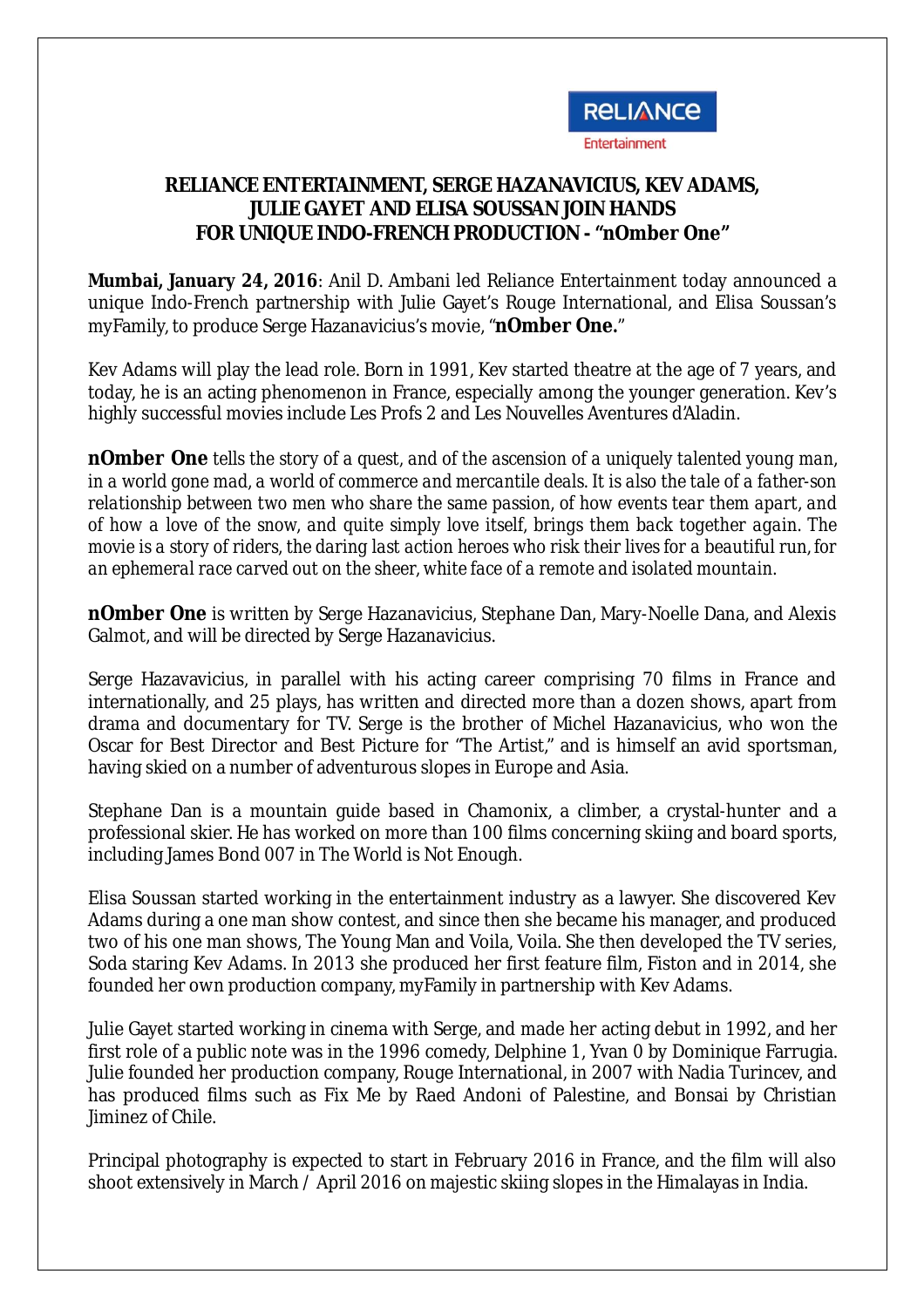RELIANCE Entertainment

**RELIANCE ENTERTAINMENT, SERGE HAZANAVICIUS, KEV ADAMS, JULIE GAYET AND ELISA SOUSSAN JOIN HANDS FOR UNIQUE INDO-FRENCH PRODUCTION - "nOmber One"**

**Mumbai, January 24, 2016**: Anil D. Ambani led Reliance Entertainment today announced a unique Indo-French partnership with Julie Gayet's Rouge International, and Elisa Soussan's myFamily, to produce Serge Hazanavicius's movie, "**nOmber One.**"

Kev Adams will play the lead role. Born in 1991, Kev started theatre at the age of 7 years, and today, he is an acting phenomenon in France, especially among the younger generation. Kev's highly successful movies include Les Profs 2 and Les Nouvelles Aventures d'Aladin.

**nOmber One** *tells the story of a quest, and of the ascension of a uniquely talented young man, in a world gone mad, a world of commerce and mercantile deals. It is also the tale of a father-son relationship between two men who share the same passion, of how events tear them apart, and of how a love of the snow, and quite simply love itself, brings them back together again. The movie is a story of riders, the daring last action heroes who risk their lives for a beautiful run, for an ephemeral race carved out on the sheer, white face of a remote and isolated mountain.*

**nOmber One** is written by Serge Hazanavicius, Stephane Dan, Mary-Noelle Dana, and Alexis Galmot, and will be directed by Serge Hazanavicius.

Serge Hazavavicius, in parallel with his acting career comprising 70 films in France and internationally, and 25 plays, has written and directed more than a dozen shows, apart from drama and documentary for TV. Serge is the brother of Michel Hazanavicius, who won the Oscar for Best Director and Best Picture for "The Artist," and is himself an avid sportsman, having skied on a number of adventurous slopes in Europe and Asia.

Stephane Dan is a mountain guide based in Chamonix, a climber, a crystal-hunter and a professional skier. He has worked on more than 100 films concerning skiing and board sports, including James Bond 007 in The World is Not Enough.

Elisa Soussan started working in the entertainment industry as a lawyer. She discovered Kev Adams during a one man show contest, and since then she became his manager, and produced two of his one man shows, The Young Man and Voila, Voila. She then developed the TV series, Soda staring Kev Adams. In 2013 she produced her first feature film, Fiston and in 2014, she founded her own production company, myFamily in partnership with Kev Adams.

Julie Gayet started working in cinema with Serge, and made her acting debut in 1992, and her first role of a public note was in the 1996 comedy, Delphine 1, Yvan 0 by Dominique Farrugia. Julie founded her production company, Rouge International, in 2007 with Nadia Turincev, and has produced films such as Fix Me by Raed Andoni of Palestine, and Bonsai by Christian Jiminez of Chile.

Principal photography is expected to start in February 2016 in France, and the film will also shoot extensively in March / April 2016 on majestic skiing slopes in the Himalayas in India.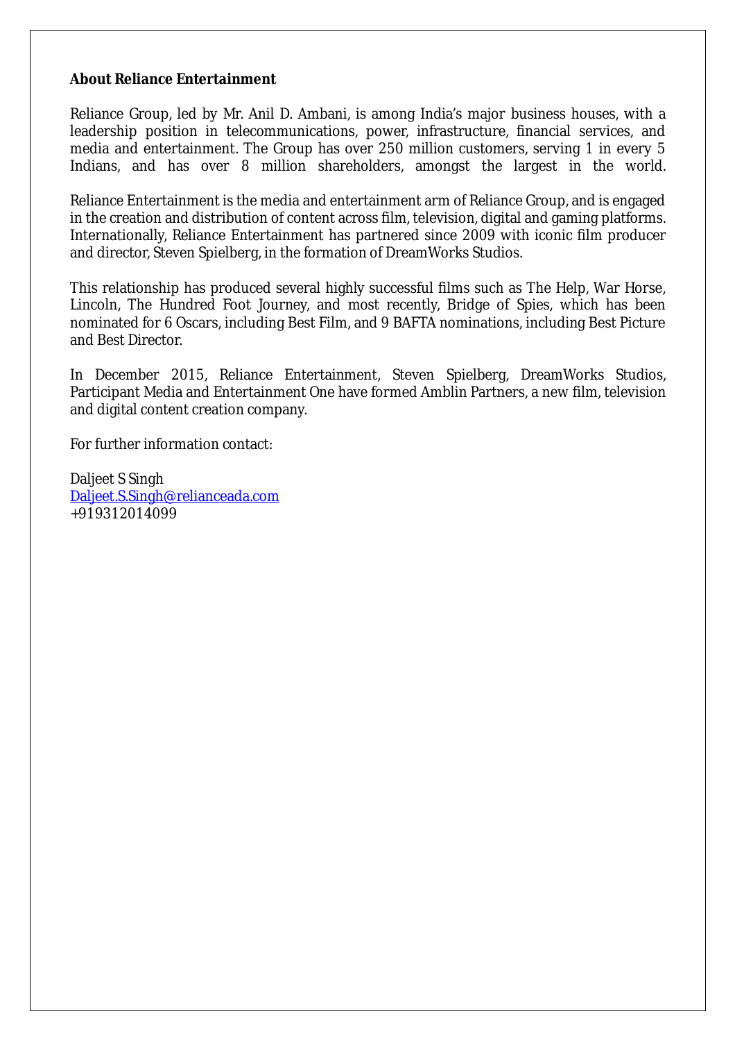**About Reliance Entertainment**

Reliance Group, led by Mr. Anil D. Ambani, is among India's major business houses, with a leadership position in telecommunications, power, infrastructure, financial services, and media and entertainment. The Group has over 250 million customers, serving 1 in every 5 Indians, and has over 8 million shareholders, amongst the largest in the world.

Reliance Entertainment is the media and entertainment arm of Reliance Group, and is engaged in the creation and distribution of content across film, television, digital and gaming platforms. Internationally, Reliance Entertainment has partnered since 2009 with iconic film producer and director, Steven Spielberg, in the formation of DreamWorks Studios.

This relationship has produced several highly successful films such as The Help, War Horse, Lincoln, The Hundred Foot Journey, and most recently, Bridge of Spies, which has been nominated for 6 Oscars, including Best Film, and 9 BAFTA nominations, including Best Picture and Best Director.

In December 2015, Reliance Entertainment, Steven Spielberg, DreamWorks Studios, Participant Media and Entertainment One have formed Amblin Partners, a new film, television and digital content creation company.

For further information contact:

Daljeet S Singh
Daljeet.S.Singh@relianceada.com
+919312014099